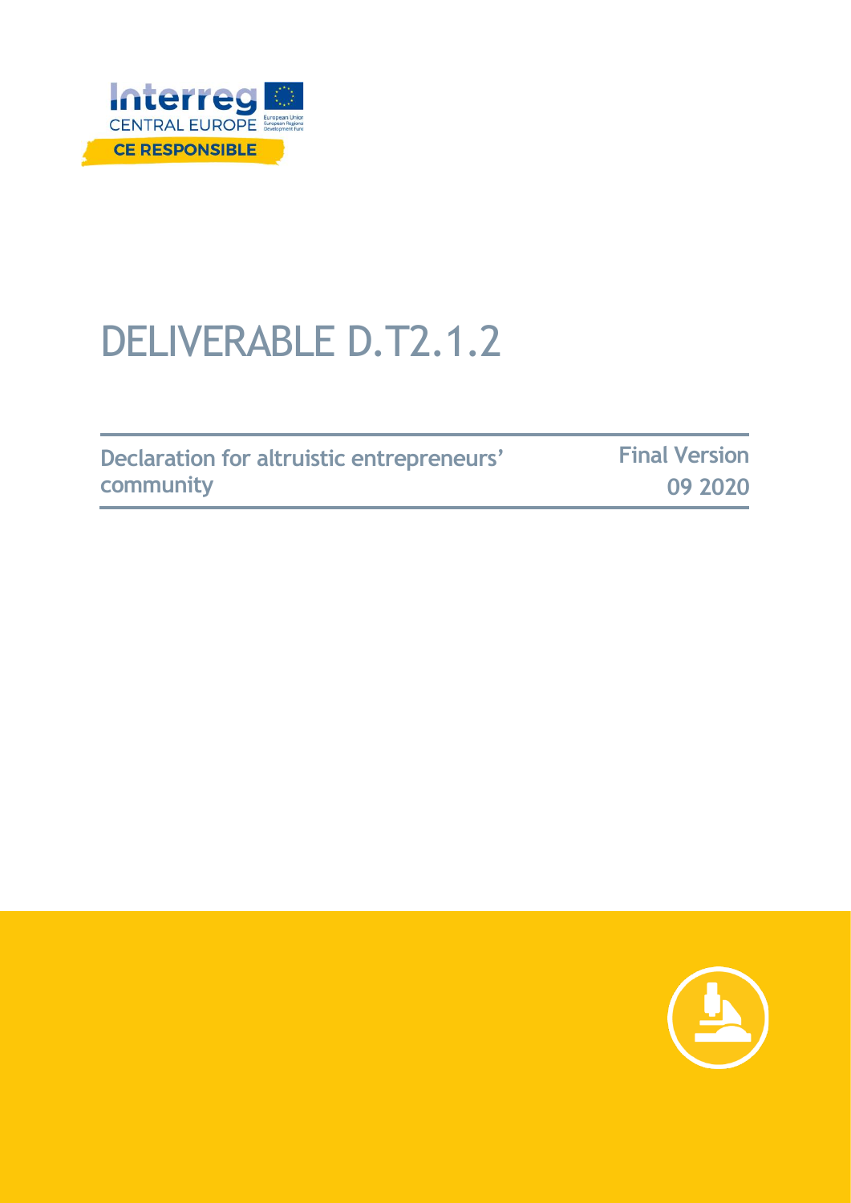Interreg
CENTRAL EUROPE
CE RESPONSIBLE

# DELIVERABLE D.T2.1.2

**Declaration for altruistic entrepreneurs' community**

**Final Version**
**09 2020**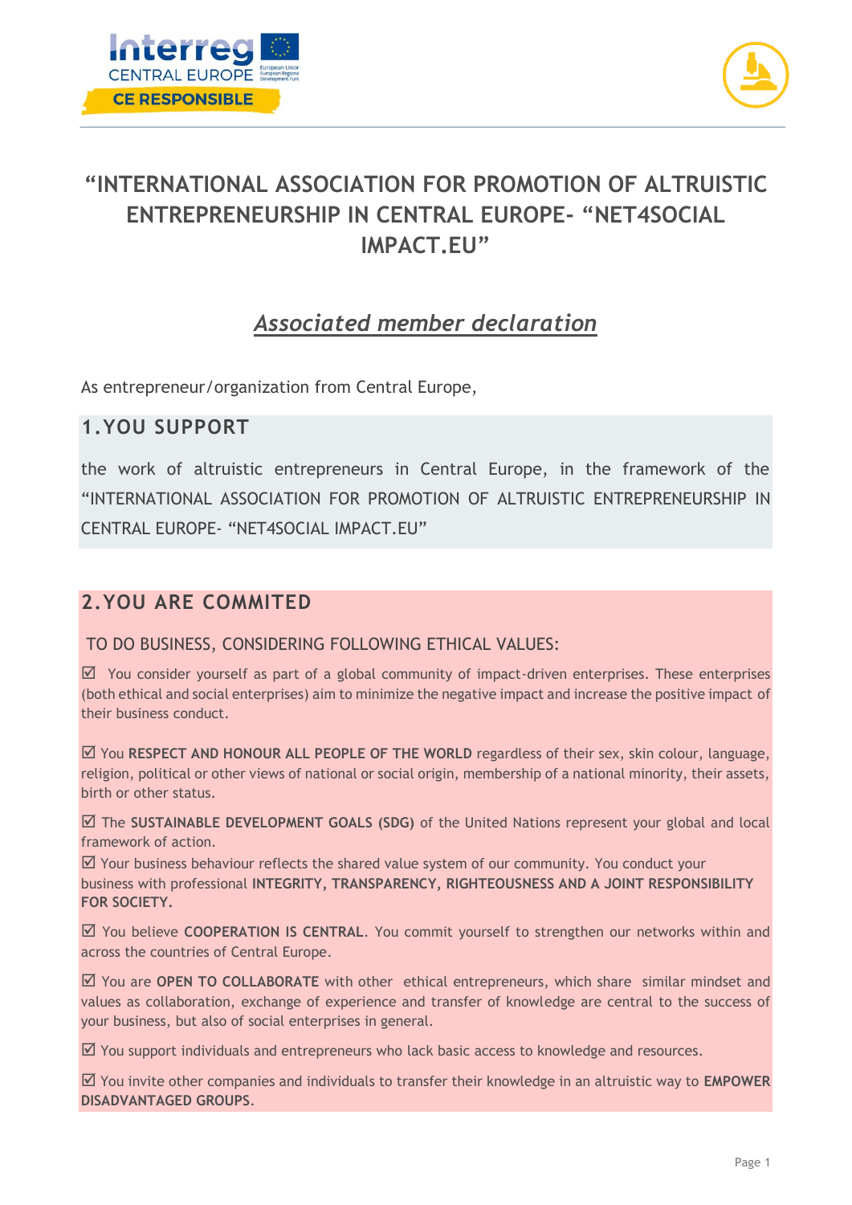# "INTERNATIONAL ASSOCIATION FOR PROMOTION OF ALTRUISTIC ENTREPRENEURSHIP IN CENTRAL EUROPE- "NET4SOCIAL IMPACT.EU"

## *Associated member declaration*

As entrepreneur/organization from Central Europe,

## 1.YOU SUPPORT

the work of altruistic entrepreneurs in Central Europe, in the framework of the "INTERNATIONAL ASSOCIATION FOR PROMOTION OF ALTRUISTIC ENTREPRENEURSHIP IN CENTRAL EUROPE- "NET4SOCIAL IMPACT.EU"

## 2.YOU ARE COMMITED

TO DO BUSINESS, CONSIDERING FOLLOWING ETHICAL VALUES:

☑ You consider yourself as part of a global community of impact-driven enterprises. These enterprises (both ethical and social enterprises) aim to minimize the negative impact and increase the positive impact of their business conduct.

☑ You **RESPECT AND HONOUR ALL PEOPLE OF THE WORLD** regardless of their sex, skin colour, language, religion, political or other views of national or social origin, membership of a national minority, their assets, birth or other status.

☑ The **SUSTAINABLE DEVELOPMENT GOALS (SDG)** of the United Nations represent your global and local framework of action.

☑ Your business behaviour reflects the shared value system of our community. You conduct your business with professional **INTEGRITY, TRANSPARENCY, RIGHTEOUSNESS AND A JOINT RESPONSIBILITY FOR SOCIETY.**

☑ You believe **COOPERATION IS CENTRAL**. You commit yourself to strengthen our networks within and across the countries of Central Europe.

☑ You are **OPEN TO COLLABORATE** with other ethical entrepreneurs, which share similar mindset and values as collaboration, exchange of experience and transfer of knowledge are central to the success of your business, but also of social enterprises in general.

☑ You support individuals and entrepreneurs who lack basic access to knowledge and resources.

☑ You invite other companies and individuals to transfer their knowledge in an altruistic way to **EMPOWER DISADVANTAGED GROUPS**.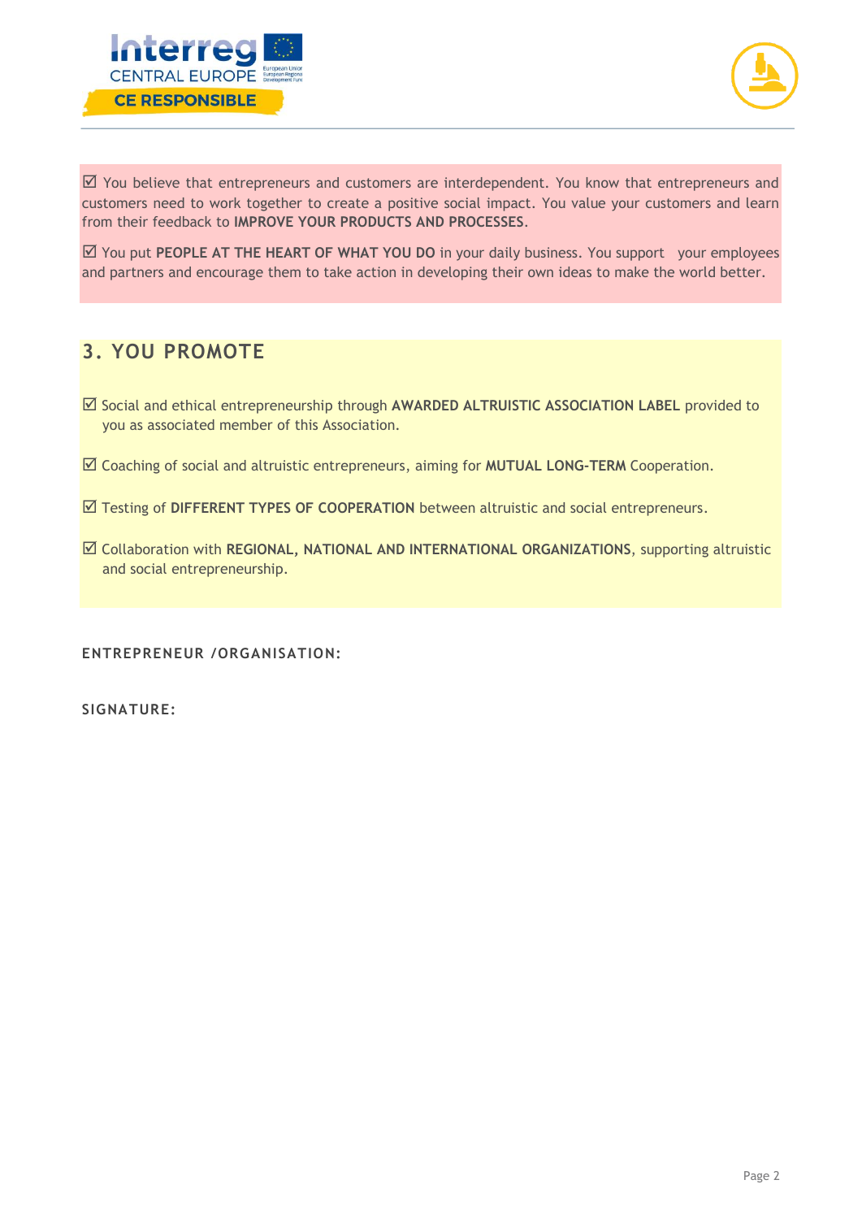☑ You believe that entrepreneurs and customers are interdependent. You know that entrepreneurs and customers need to work together to create a positive social impact. You value your customers and learn from their feedback to **IMPROVE YOUR PRODUCTS AND PROCESSES**.

☑ You put **PEOPLE AT THE HEART OF WHAT YOU DO** in your daily business. You support your employees and partners and encourage them to take action in developing their own ideas to make the world better.

## 3. YOU PROMOTE

☑ Social and ethical entrepreneurship through **AWARDED ALTRUISTIC ASSOCIATION LABEL** provided to you as associated member of this Association.

☑ Coaching of social and altruistic entrepreneurs, aiming for **MUTUAL LONG-TERM** Cooperation.

☑ Testing of **DIFFERENT TYPES OF COOPERATION** between altruistic and social entrepreneurs.

☑ Collaboration with **REGIONAL, NATIONAL AND INTERNATIONAL ORGANIZATIONS**, supporting altruistic and social entrepreneurship.

**ENTREPRENEUR /ORGANISATION:**

**SIGNATURE:**